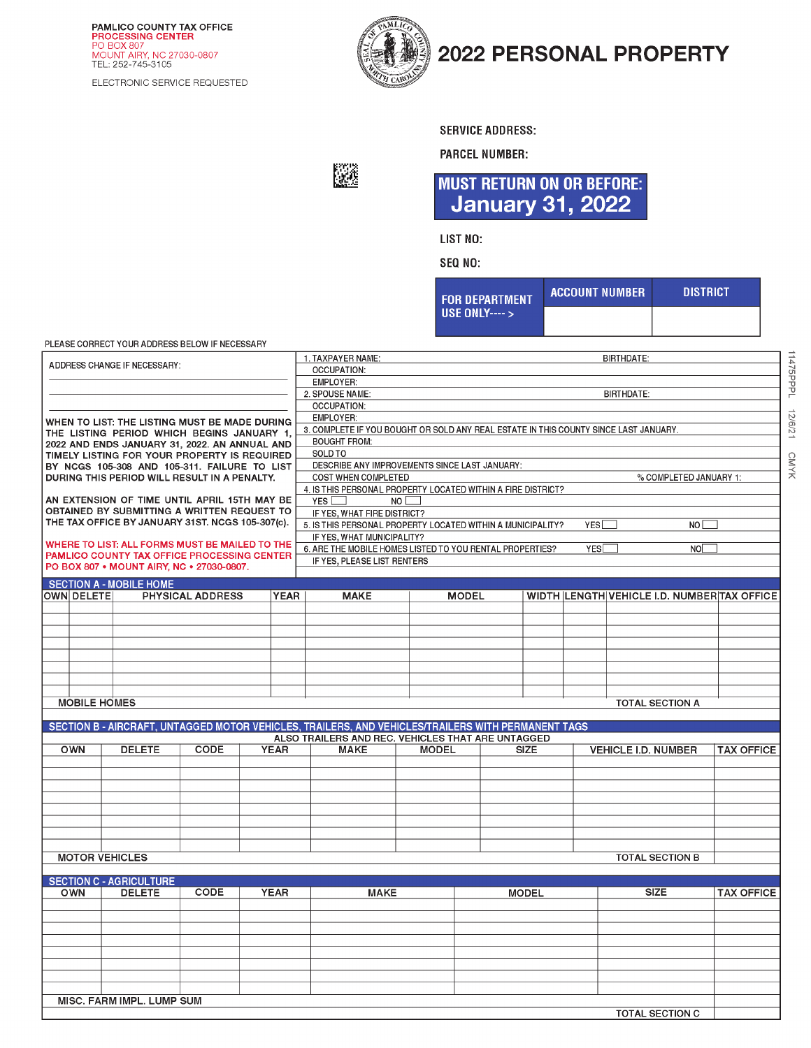PAMLICO COUNTY TAX OFFICE
PROCESSING CENTER
PO BOX 807
MOUNT AIRY, NC 27030-0807
TEL: 252-745-3105

ELECTRONIC SERVICE REQUESTED

# 2022 PERSONAL PROPERTY

SERVICE ADDRESS:

PARCEL NUMBER:

**MUST RETURN ON OR BEFORE: January 31, 2022**

LIST NO:

SEQ NO:

| FOR DEPARTMENT USE ONLY---- > | ACCOUNT NUMBER | DISTRICT |
|---|---|---|
| | | |

11475PPL 12/6/21 CMYK

PLEASE CORRECT YOUR ADDRESS BELOW IF NECESSARY

ADDRESS CHANGE IF NECESSARY:

**WHEN TO LIST:** THE LISTING MUST BE MADE DURING THE LISTING PERIOD WHICH BEGINS JANUARY 1, 2022 AND ENDS JANUARY 31, 2022. AN ANNUAL AND TIMELY LISTING FOR YOUR PROPERTY IS REQUIRED BY NCGS 105-308 AND 105-311. FAILURE TO LIST DURING THIS PERIOD WILL RESULT IN A PENALTY.

AN EXTENSION OF TIME UNTIL APRIL 15TH MAY BE OBTAINED BY SUBMITTING A WRITTEN REQUEST TO THE TAX OFFICE BY JANUARY 31ST. NCGS 105-307(c).

**WHERE TO LIST:** ALL FORMS MUST BE MAILED TO THE PAMLICO COUNTY TAX OFFICE PROCESSING CENTER PO BOX 807 • MOUNT AIRY, NC • 27030-0807.

1. TAXPAYER NAME: BIRTHDATE:
   OCCUPATION:
   EMPLOYER:
2. SPOUSE NAME: BIRTHDATE:
   OCCUPATION:
   EMPLOYER:
3. COMPLETE IF YOU BOUGHT OR SOLD ANY REAL ESTATE IN THIS COUNTY SINCE LAST JANUARY.
   BOUGHT FROM:
   SOLD TO
   DESCRIBE ANY IMPROVEMENTS SINCE LAST JANUARY:
   COST WHEN COMPLETED % COMPLETED JANUARY 1:
4. IS THIS PERSONAL PROPERTY LOCATED WITHIN A FIRE DISTRICT?
   YES ☐ NO ☐
   IF YES, WHAT FIRE DISTRICT?
5. IS THIS PERSONAL PROPERTY LOCATED WITHIN A MUNICIPALITY? YES ☐ NO ☐
   IF YES, WHAT MUNICIPALITY?
6. ARE THE MOBILE HOMES LISTED TO YOU RENTAL PROPERTIES? YES ☐ NO ☐
   IF YES, PLEASE LIST RENTERS

## SECTION A - MOBILE HOME

| OWN | DELETE | PHYSICAL ADDRESS | YEAR | MAKE | MODEL | WIDTH | LENGTH | VEHICLE I.D. NUMBER | TAX OFFICE |
|---|---|---|---|---|---|---|---|---|---|
| | | | | | | | | | |
| | | | | | | | | | |
| | | | | | | | | | |
| | | | | | | | | | |
| | | | | | | | | | |
| | | | | | | | | | |
| | | | | | | | | | |
| | | | | | | | | | |
| MOBILE HOMES | | | | | | | | TOTAL SECTION A | |

## SECTION B - AIRCRAFT, UNTAGGED MOTOR VEHICLES, TRAILERS, AND VEHICLES/TRAILERS WITH PERMANENT TAGS

ALSO TRAILERS AND REC. VEHICLES THAT ARE UNTAGGED

| OWN | DELETE | CODE | YEAR | MAKE | MODEL | SIZE | VEHICLE I.D. NUMBER | TAX OFFICE |
|---|---|---|---|---|---|---|---|---|
| | | | | | | | | |
| | | | | | | | | |
| | | | | | | | | |
| | | | | | | | | |
| | | | | | | | | |
| | | | | | | | | |
| | | | | | | | | |
| | | | | | | | | |
| MOTOR VEHICLES | | | | | | | TOTAL SECTION B | |

## SECTION C - AGRICULTURE

| OWN | DELETE | CODE | YEAR | MAKE | MODEL | SIZE | TAX OFFICE |
|---|---|---|---|---|---|---|---|
| | | | | | | | |
| | | | | | | | |
| | | | | | | | |
| | | | | | | | |
| | | | | | | | |
| | | | | | | | |
| | | | | | | | |
| | | | | | | | |
| MISC. FARM IMPL. LUMP SUM | | | | | | | |
| | | | | | | TOTAL SECTION C | |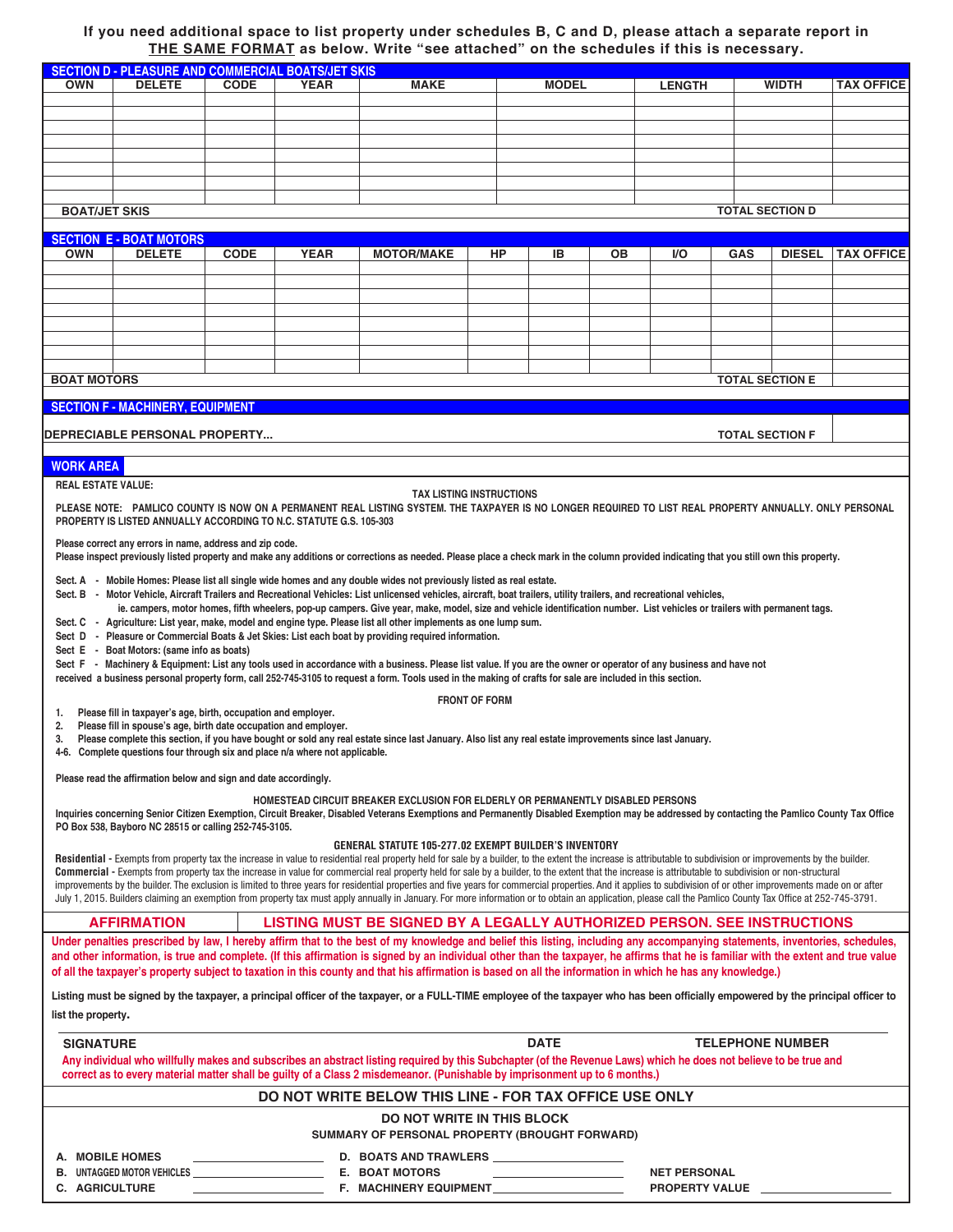**If you need additional space to list property under schedules B, C and D, please attach a separate report in THE SAME FORMAT as below. Write "see attached" on the schedules if this is necessary.**

## SECTION D - PLEASURE AND COMMERCIAL BOATS/JET SKIS

| OWN | DELETE | CODE | YEAR | MAKE | MODEL | LENGTH | WIDTH | TAX OFFICE |
|---|---|---|---|---|---|---|---|---|
| | | | | | | | | |
| | | | | | | | | |
| | | | | | | | | |
| | | | | | | | | |
| | | | | | | | | |
| | | | | | | | | |
| | | | | | | | | |
| | | | | | | | | |

BOAT/JET SKIS — TOTAL SECTION D

## SECTION E - BOAT MOTORS

| OWN | DELETE | CODE | YEAR | MOTOR/MAKE | HP | IB | OB | I/O | GAS | DIESEL | TAX OFFICE |
|---|---|---|---|---|---|---|---|---|---|---|---|
| | | | | | | | | | | | |
| | | | | | | | | | | | |
| | | | | | | | | | | | |
| | | | | | | | | | | | |
| | | | | | | | | | | | |
| | | | | | | | | | | | |
| | | | | | | | | | | | |

BOAT MOTORS — TOTAL SECTION E

## SECTION F - MACHINERY, EQUIPMENT

DEPRECIABLE PERSONAL PROPERTY... — TOTAL SECTION F

## WORK AREA

REAL ESTATE VALUE:

### TAX LISTING INSTRUCTIONS

PLEASE NOTE: PAMLICO COUNTY IS NOW ON A PERMANENT REAL LISTING SYSTEM. THE TAXPAYER IS NO LONGER REQUIRED TO LIST REAL PROPERTY ANNUALLY. ONLY PERSONAL PROPERTY IS LISTED ANNUALLY ACCORDING TO N.C. STATUTE G.S. 105-303

Please correct any errors in name, address and zip code.
Please inspect previously listed property and make any additions or corrections as needed. Please place a check mark in the column provided indicating that you still own this property.

Sect. A - Mobile Homes: Please list all single wide homes and any double wides not previously listed as real estate.
Sect. B - Motor Vehicle, Aircraft Trailers and Recreational Vehicles: List unlicensed vehicles, aircraft, boat trailers, utility trailers, and recreational vehicles, ie. campers, motor homes, fifth wheelers, pop-up campers. Give year, make, model, size and vehicle identification number. List vehicles or trailers with permanent tags.
Sect. C - Agriculture: List year, make, model and engine type. Please list all other implements as one lump sum.
Sect D - Pleasure or Commercial Boats & Jet Skies: List each boat by providing required information.
Sect E - Boat Motors: (same info as boats)
Sect F - Machinery & Equipment: List any tools used in accordance with a business. Please list value. If you are the owner or operator of any business and have not received a business personal property form, call 252-745-3105 to request a form. Tools used in the making of crafts for sale are included in this section.

### FRONT OF FORM

1. Please fill in taxpayer's age, birth, occupation and employer.
2. Please fill in spouse's age, birth date occupation and employer.
3. Please complete this section, if you have bought or sold any real estate since last January. Also list any real estate improvements since last January.
4-6. Complete questions four through six and place n/a where not applicable.

Please read the affirmation below and sign and date accordingly.

### HOMESTEAD CIRCUIT BREAKER EXCLUSION FOR ELDERLY OR PERMANENTLY DISABLED PERSONS

Inquiries concerning Senior Citizen Exemption, Circuit Breaker, Disabled Veterans Exemptions and Permanently Disabled Exemption may be addressed by contacting the Pamlico County Tax Office PO Box 538, Bayboro NC 28515 or calling 252-745-3105.

### GENERAL STATUTE 105-277.02 EXEMPT BUILDER'S INVENTORY

**Residential** - Exempts from property tax the increase in value to residential real property held for sale by a builder, to the extent the increase is attributable to subdivision or improvements by the builder.
**Commercial** - Exempts from property tax the increase in value for commercial real property held for sale by a builder, to the extent that the increase is attributable to subdivision or non-structural improvements by the builder. The exclusion is limited to three years for residential properties and five years for commercial properties. And it applies to subdivision of or other improvements made on or after July 1, 2015. Builders claiming an exemption from property tax must apply annually in January. For more information or to obtain an application, please call the Pamlico County Tax Office at 252-745-3791.

## AFFIRMATION — LISTING MUST BE SIGNED BY A LEGALLY AUTHORIZED PERSON. SEE INSTRUCTIONS

Under penalties prescribed by law, I hereby affirm that to the best of my knowledge and belief this listing, including any accompanying statements, inventories, schedules, and other information, is true and complete. (If this affirmation is signed by an individual other than the taxpayer, he affirms that he is familiar with the extent and true value of all the taxpayer's property subject to taxation in this county and that his affirmation is based on all the information in which he has any knowledge.)

Listing must be signed by the taxpayer, a principal officer of the taxpayer, or a FULL-TIME employee of the taxpayer who has been officially empowered by the principal officer to list the property.

SIGNATURE ____________ DATE ____________ TELEPHONE NUMBER ____________

Any individual who willfully makes and subscribes an abstract listing required by this Subchapter (of the Revenue Laws) which he does not believe to be true and correct as to every material matter shall be guilty of a Class 2 misdemeanor. (Punishable by imprisonment up to 6 months.)

### DO NOT WRITE BELOW THIS LINE - FOR TAX OFFICE USE ONLY

DO NOT WRITE IN THIS BLOCK
SUMMARY OF PERSONAL PROPERTY (BROUGHT FORWARD)

A. MOBILE HOMES ____________
B. UNTAGGED MOTOR VEHICLES ____________
C. AGRICULTURE ____________
D. BOATS AND TRAWLERS ____________
E. BOAT MOTORS ____________
F. MACHINERY EQUIPMENT ____________

NET PERSONAL PROPERTY VALUE ____________